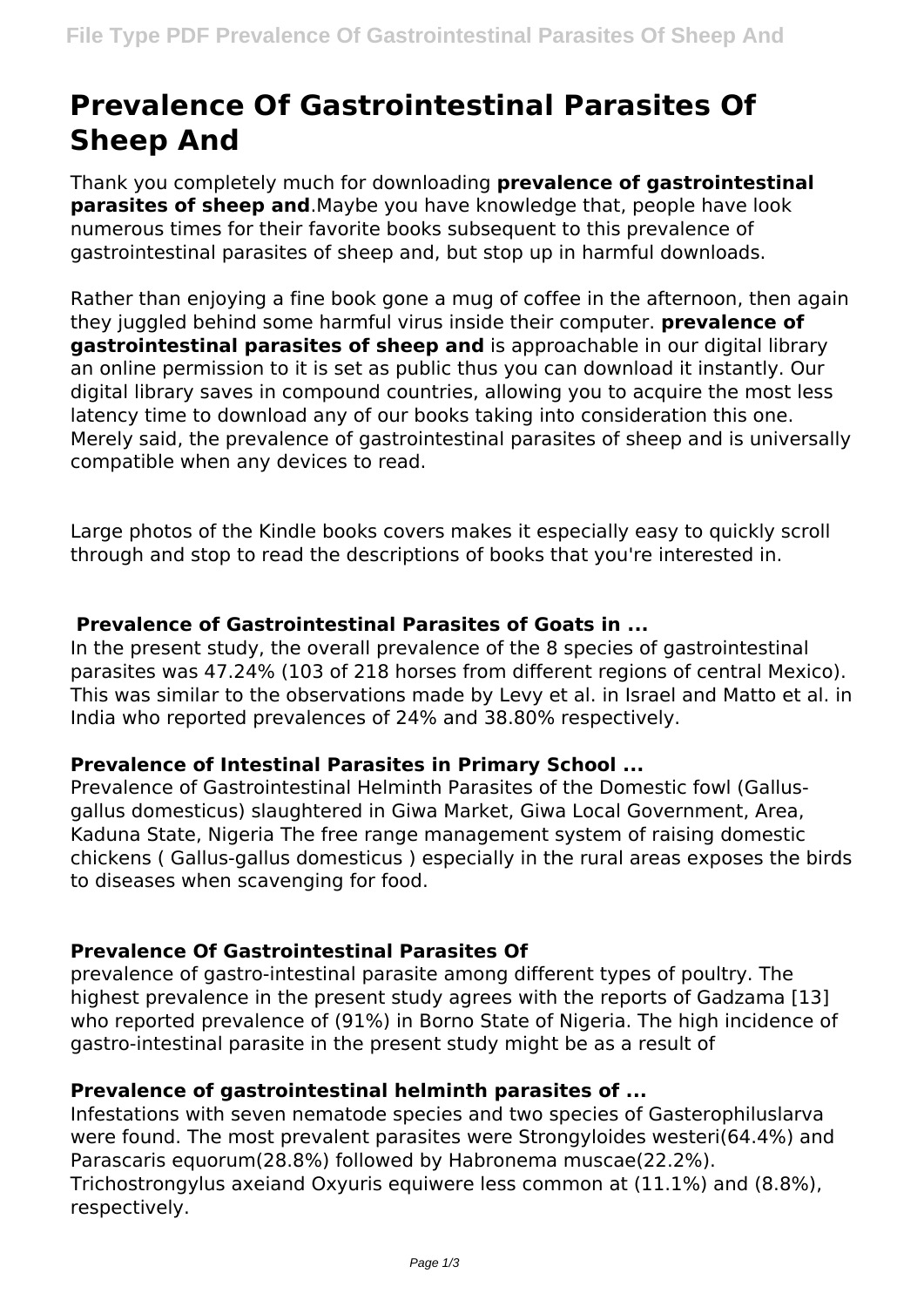# Prevalence Of Gastrointestinal Parasites Of Sheep And

Thank you completely much for downloading **prevalence of gastrointestinal parasites of sheep and**.Maybe you have knowledge that, people have look numerous times for their favorite books subsequent to this prevalence of gastrointestinal parasites of sheep and, but stop up in harmful downloads.

Rather than enjoying a fine book gone a mug of coffee in the afternoon, then again they juggled behind some harmful virus inside their computer. **prevalence of gastrointestinal parasites of sheep and** is approachable in our digital library an online permission to it is set as public thus you can download it instantly. Our digital library saves in compound countries, allowing you to acquire the most less latency time to download any of our books taking into consideration this one. Merely said, the prevalence of gastrointestinal parasites of sheep and is universally compatible when any devices to read.

Large photos of the Kindle books covers makes it especially easy to quickly scroll through and stop to read the descriptions of books that you're interested in.

### Prevalence of Gastrointestinal Parasites of Goats in ...

In the present study, the overall prevalence of the 8 species of gastrointestinal parasites was 47.24% (103 of 218 horses from different regions of central Mexico). This was similar to the observations made by Levy et al. in Israel and Matto et al. in India who reported prevalences of 24% and 38.80% respectively.

### Prevalence of Intestinal Parasites in Primary School ...

Prevalence of Gastrointestinal Helminth Parasites of the Domestic fowl (Gallus-gallus domesticus) slaughtered in Giwa Market, Giwa Local Government, Area, Kaduna State, Nigeria The free range management system of raising domestic chickens ( Gallus-gallus domesticus ) especially in the rural areas exposes the birds to diseases when scavenging for food.

### Prevalence Of Gastrointestinal Parasites Of

prevalence of gastro-intestinal parasite among different types of poultry. The highest prevalence in the present study agrees with the reports of Gadzama [13] who reported prevalence of (91%) in Borno State of Nigeria. The high incidence of gastro-intestinal parasite in the present study might be as a result of

### Prevalence of gastrointestinal helminth parasites of ...

Infestations with seven nematode species and two species of Gasterophiluslarva were found. The most prevalent parasites were Strongyloides westeri(64.4%) and Parascaris equorum(28.8%) followed by Habronema muscae(22.2%). Trichostrongylus axeiand Oxyuris equiwere less common at (11.1%) and (8.8%), respectively.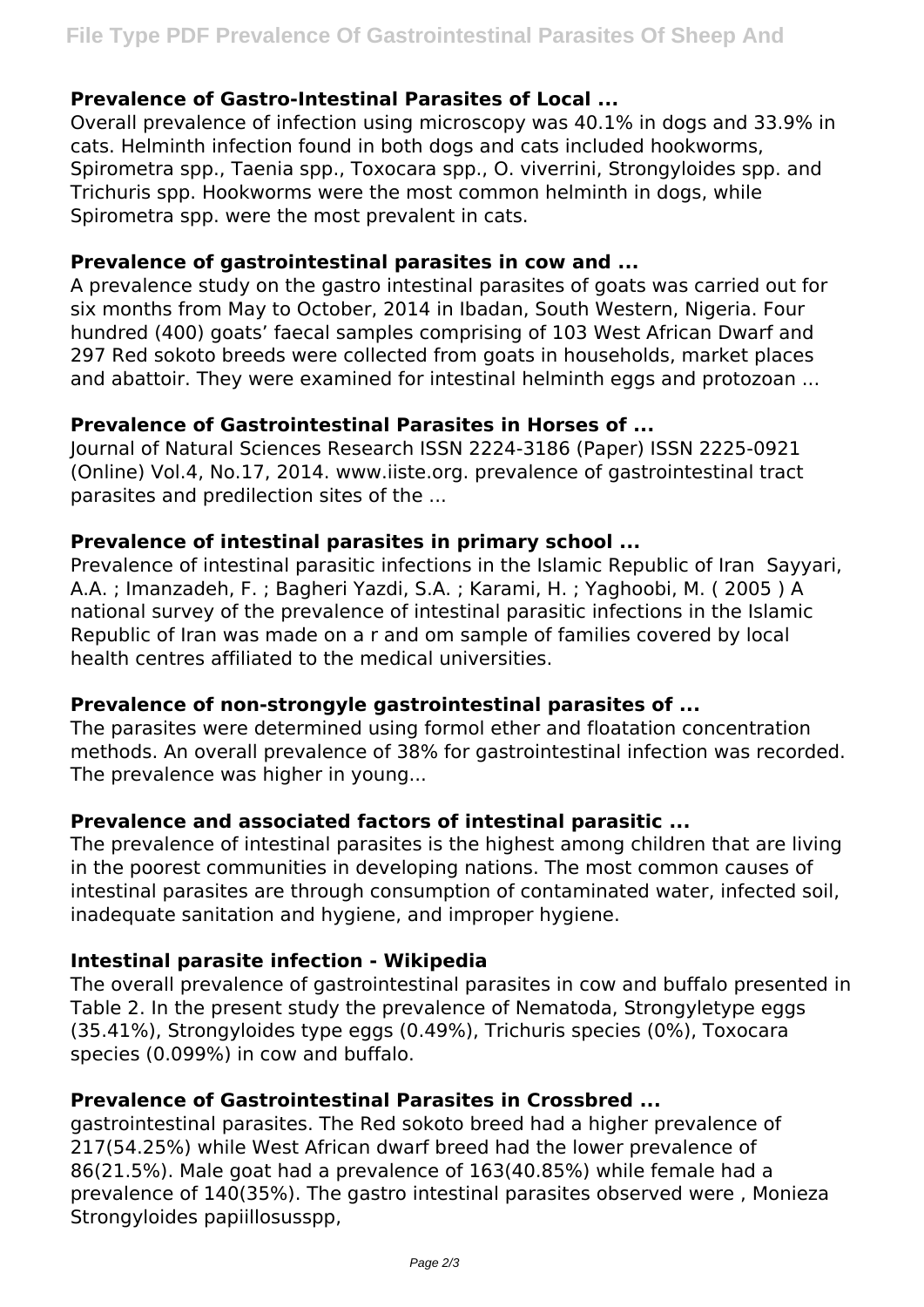### Prevalence of Gastro-Intestinal Parasites of Local ...

Overall prevalence of infection using microscopy was 40.1% in dogs and 33.9% in cats. Helminth infection found in both dogs and cats included hookworms, Spirometra spp., Taenia spp., Toxocara spp., O. viverrini, Strongyloides spp. and Trichuris spp. Hookworms were the most common helminth in dogs, while Spirometra spp. were the most prevalent in cats.

### Prevalence of gastrointestinal parasites in cow and ...

A prevalence study on the gastro intestinal parasites of goats was carried out for six months from May to October, 2014 in Ibadan, South Western, Nigeria. Four hundred (400) goats' faecal samples comprising of 103 West African Dwarf and 297 Red sokoto breeds were collected from goats in households, market places and abattoir. They were examined for intestinal helminth eggs and protozoan ...

### Prevalence of Gastrointestinal Parasites in Horses of ...

Journal of Natural Sciences Research ISSN 2224-3186 (Paper) ISSN 2225-0921 (Online) Vol.4, No.17, 2014. www.iiste.org. prevalence of gastrointestinal tract parasites and predilection sites of the ...

### Prevalence of intestinal parasites in primary school ...

Prevalence of intestinal parasitic infections in the Islamic Republic of Iran Sayyari, A.A. ; Imanzadeh, F. ; Bagheri Yazdi, S.A. ; Karami, H. ; Yaghoobi, M. ( 2005 ) A national survey of the prevalence of intestinal parasitic infections in the Islamic Republic of Iran was made on a r and om sample of families covered by local health centres affiliated to the medical universities.

### Prevalence of non-strongyle gastrointestinal parasites of ...

The parasites were determined using formol ether and floatation concentration methods. An overall prevalence of 38% for gastrointestinal infection was recorded. The prevalence was higher in young...

### Prevalence and associated factors of intestinal parasitic ...

The prevalence of intestinal parasites is the highest among children that are living in the poorest communities in developing nations. The most common causes of intestinal parasites are through consumption of contaminated water, infected soil, inadequate sanitation and hygiene, and improper hygiene.

### Intestinal parasite infection - Wikipedia

The overall prevalence of gastrointestinal parasites in cow and buffalo presented in Table 2. In the present study the prevalence of Nematoda, Strongyletype eggs (35.41%), Strongyloides type eggs (0.49%), Trichuris species (0%), Toxocara species (0.099%) in cow and buffalo.

### Prevalence of Gastrointestinal Parasites in Crossbred ...

gastrointestinal parasites. The Red sokoto breed had a higher prevalence of 217(54.25%) while West African dwarf breed had the lower prevalence of 86(21.5%). Male goat had a prevalence of 163(40.85%) while female had a prevalence of 140(35%). The gastro intestinal parasites observed were , Monieza Strongyloides papiillosusspp,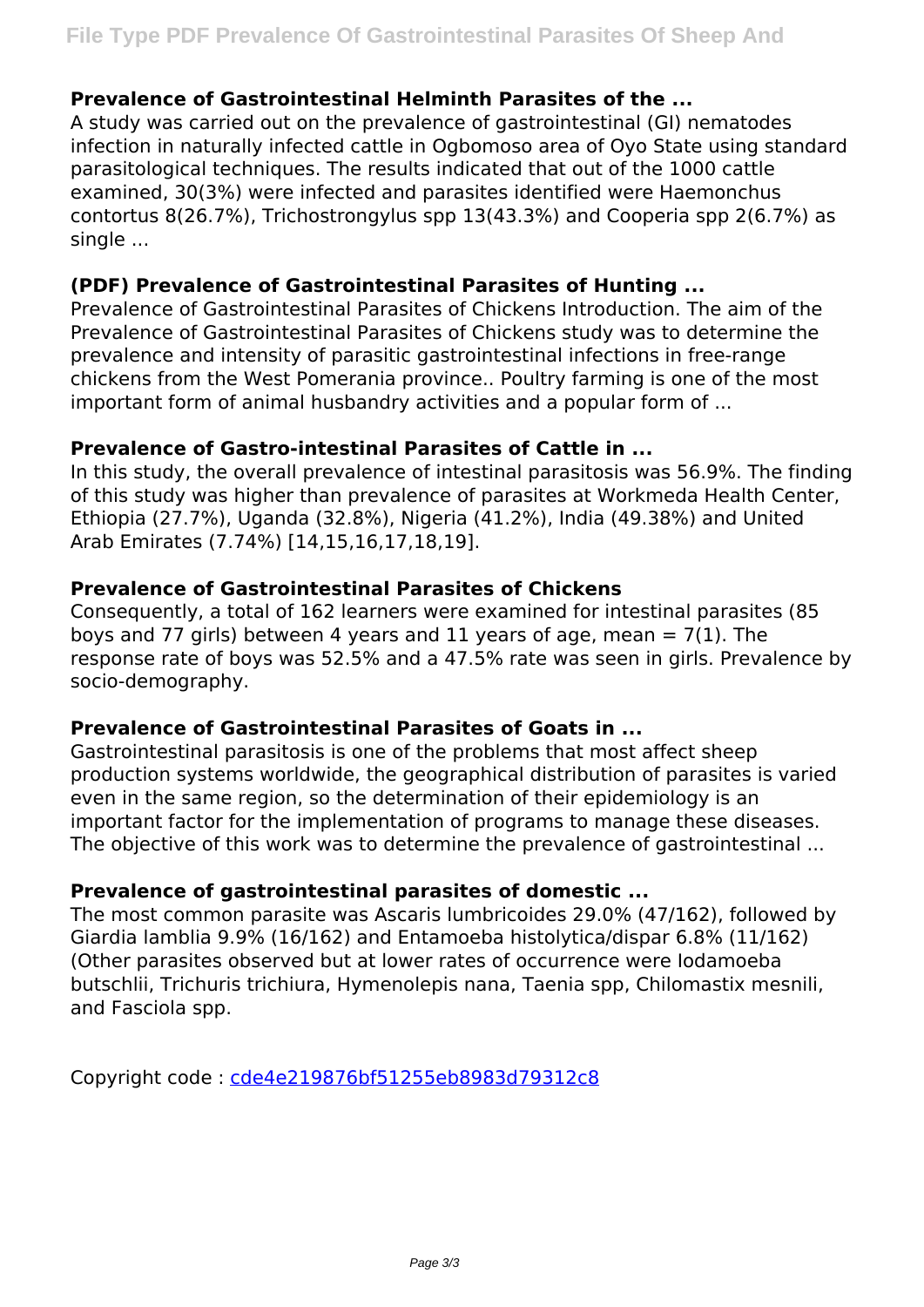### Prevalence of Gastrointestinal Helminth Parasites of the ...

A study was carried out on the prevalence of gastrointestinal (GI) nematodes infection in naturally infected cattle in Ogbomoso area of Oyo State using standard parasitological techniques. The results indicated that out of the 1000 cattle examined, 30(3%) were infected and parasites identified were Haemonchus contortus 8(26.7%), Trichostrongylus spp 13(43.3%) and Cooperia spp 2(6.7%) as single ...

### (PDF) Prevalence of Gastrointestinal Parasites of Hunting ...

Prevalence of Gastrointestinal Parasites of Chickens Introduction. The aim of the Prevalence of Gastrointestinal Parasites of Chickens study was to determine the prevalence and intensity of parasitic gastrointestinal infections in free-range chickens from the West Pomerania province.. Poultry farming is one of the most important form of animal husbandry activities and a popular form of ...

### Prevalence of Gastro-intestinal Parasites of Cattle in ...

In this study, the overall prevalence of intestinal parasitosis was 56.9%. The finding of this study was higher than prevalence of parasites at Workmeda Health Center, Ethiopia (27.7%), Uganda (32.8%), Nigeria (41.2%), India (49.38%) and United Arab Emirates (7.74%) [14,15,16,17,18,19].

### Prevalence of Gastrointestinal Parasites of Chickens

Consequently, a total of 162 learners were examined for intestinal parasites (85 boys and 77 girls) between 4 years and 11 years of age, mean = 7(1). The response rate of boys was 52.5% and a 47.5% rate was seen in girls. Prevalence by socio-demography.

### Prevalence of Gastrointestinal Parasites of Goats in ...

Gastrointestinal parasitosis is one of the problems that most affect sheep production systems worldwide, the geographical distribution of parasites is varied even in the same region, so the determination of their epidemiology is an important factor for the implementation of programs to manage these diseases. The objective of this work was to determine the prevalence of gastrointestinal ...

### Prevalence of gastrointestinal parasites of domestic ...

The most common parasite was Ascaris lumbricoides 29.0% (47/162), followed by Giardia lamblia 9.9% (16/162) and Entamoeba histolytica/dispar 6.8% (11/162) (Other parasites observed but at lower rates of occurrence were Iodamoeba butschlii, Trichuris trichiura, Hymenolepis nana, Taenia spp, Chilomastix mesnili, and Fasciola spp.

Copyright code : cde4e219876bf51255eb8983d79312c8